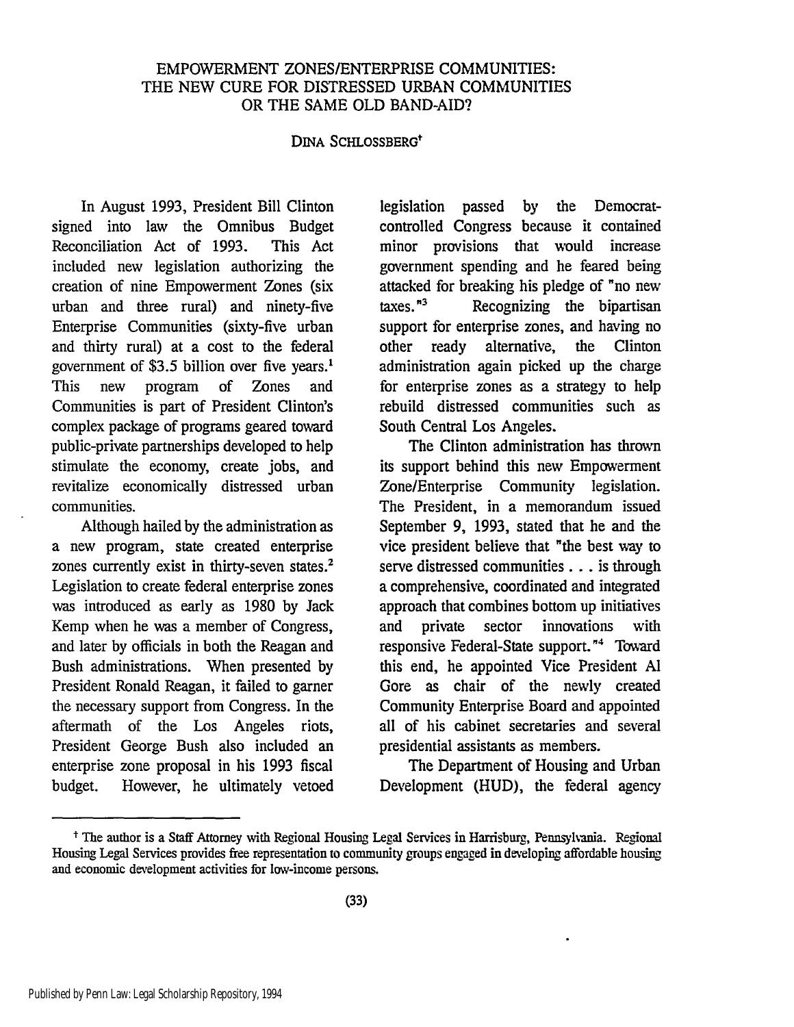# EMPOWERMENT ZONES/ENTERPRISE COMMUNITIES: THE NEW CURE FOR DISTRESSED URBAN COMMUNITIES OR THE SAME OLD BAND-AID?

DINA SCHLOSSBERG[†]

In August 1993, President Bill Clinton signed into law the Omnibus Budget Reconciliation Act of 1993. This Act included new legislation authorizing the creation of nine Empowerment Zones (six urban and three rural) and ninety-five Enterprise Communities (sixty-five urban and thirty rural) at a cost to the federal government of $3.5 billion over five years.[1] This new program of Zones and Communities is part of President Clinton's complex package of programs geared toward public-private partnerships developed to help stimulate the economy, create jobs, and revitalize economically distressed urban communities.

Although hailed by the administration as a new program, state created enterprise zones currently exist in thirty-seven states.[2] Legislation to create federal enterprise zones was introduced as early as 1980 by Jack Kemp when he was a member of Congress, and later by officials in both the Reagan and Bush administrations. When presented by President Ronald Reagan, it failed to garner the necessary support from Congress. In the aftermath of the Los Angeles riots, President George Bush also included an enterprise zone proposal in his 1993 fiscal budget. However, he ultimately vetoed legislation passed by the Democrat-controlled Congress because it contained minor provisions that would increase government spending and he feared being attacked for breaking his pledge of "no new taxes."[3] Recognizing the bipartisan support for enterprise zones, and having no other ready alternative, the Clinton administration again picked up the charge for enterprise zones as a strategy to help rebuild distressed communities such as South Central Los Angeles.

The Clinton administration has thrown its support behind this new Empowerment Zone/Enterprise Community legislation. The President, in a memorandum issued September 9, 1993, stated that he and the vice president believe that "the best way to serve distressed communities . . . is through a comprehensive, coordinated and integrated approach that combines bottom up initiatives and private sector innovations with responsive Federal-State support."[4] Toward this end, he appointed Vice President Al Gore as chair of the newly created Community Enterprise Board and appointed all of his cabinet secretaries and several presidential assistants as members.

The Department of Housing and Urban Development (HUD), the federal agency

---

[†] The author is a Staff Attorney with Regional Housing Legal Services in Harrisburg, Pennsylvania. Regional Housing Legal Services provides free representation to community groups engaged in developing affordable housing and economic development activities for low-income persons.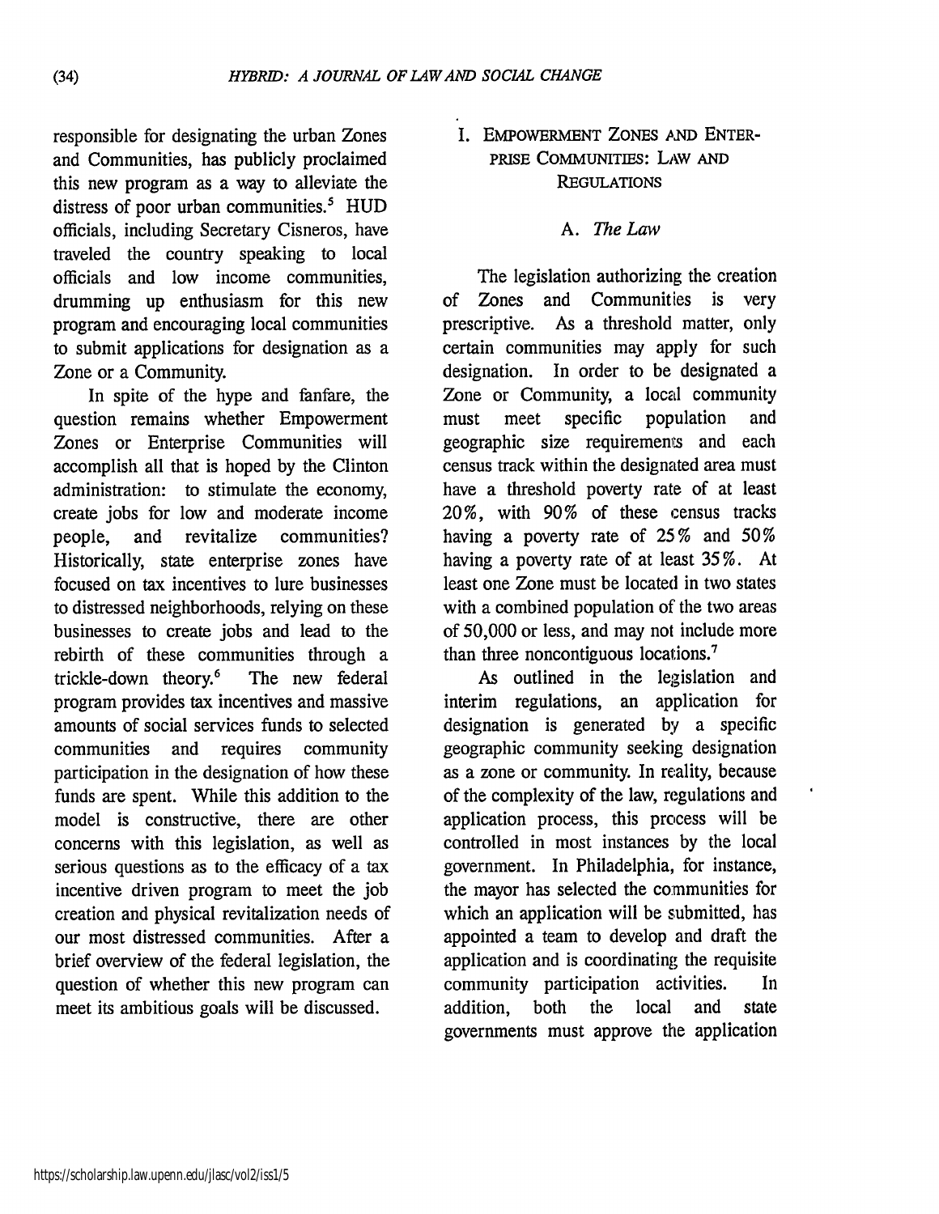responsible for designating the urban Zones and Communities, has publicly proclaimed this new program as a way to alleviate the distress of poor urban communities.[5] HUD officials, including Secretary Cisneros, have traveled the country speaking to local officials and low income communities, drumming up enthusiasm for this new program and encouraging local communities to submit applications for designation as a Zone or a Community.

In spite of the hype and fanfare, the question remains whether Empowerment Zones or Enterprise Communities will accomplish all that is hoped by the Clinton administration: to stimulate the economy, create jobs for low and moderate income people, and revitalize communities? Historically, state enterprise zones have focused on tax incentives to lure businesses to distressed neighborhoods, relying on these businesses to create jobs and lead to the rebirth of these communities through a trickle-down theory.[6] The new federal program provides tax incentives and massive amounts of social services funds to selected communities and requires community participation in the designation of how these funds are spent. While this addition to the model is constructive, there are other concerns with this legislation, as well as serious questions as to the efficacy of a tax incentive driven program to meet the job creation and physical revitalization needs of our most distressed communities. After a brief overview of the federal legislation, the question of whether this new program can meet its ambitious goals will be discussed.

## I. Empowerment Zones and Enterprise Communities: Law and Regulations

### A. *The Law*

The legislation authorizing the creation of Zones and Communities is very prescriptive. As a threshold matter, only certain communities may apply for such designation. In order to be designated a Zone or Community, a local community must meet specific population and geographic size requirements and each census track within the designated area must have a threshold poverty rate of at least 20%, with 90% of these census tracks having a poverty rate of 25% and 50% having a poverty rate of at least 35%. At least one Zone must be located in two states with a combined population of the two areas of 50,000 or less, and may not include more than three noncontiguous locations.[7]

As outlined in the legislation and interim regulations, an application for designation is generated by a specific geographic community seeking designation as a zone or community. In reality, because of the complexity of the law, regulations and application process, this process will be controlled in most instances by the local government. In Philadelphia, for instance, the mayor has selected the communities for which an application will be submitted, has appointed a team to develop and draft the application and is coordinating the requisite community participation activities. In addition, both the local and state governments must approve the application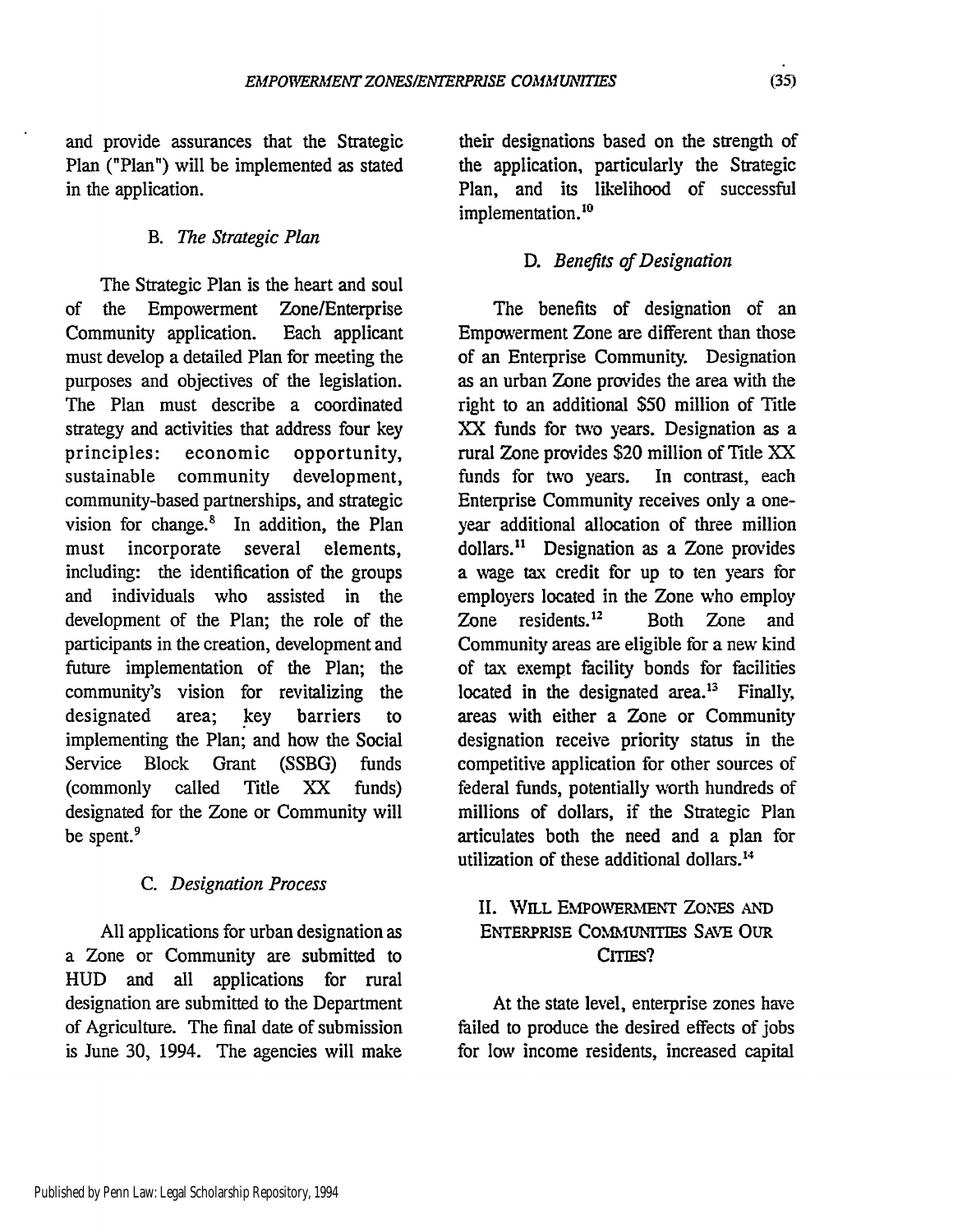and provide assurances that the Strategic Plan ("Plan") will be implemented as stated in the application.

### B. *The Strategic Plan*

The Strategic Plan is the heart and soul of the Empowerment Zone/Enterprise Community application. Each applicant must develop a detailed Plan for meeting the purposes and objectives of the legislation. The Plan must describe a coordinated strategy and activities that address four key principles: economic opportunity, sustainable community development, community-based partnerships, and strategic vision for change.[8] In addition, the Plan must incorporate several elements, including: the identification of the groups and individuals who assisted in the development of the Plan; the role of the participants in the creation, development and future implementation of the Plan; the community's vision for revitalizing the designated area; key barriers to implementing the Plan; and how the Social Service Block Grant (SSBG) funds (commonly called Title XX funds) designated for the Zone or Community will be spent.[9]

### C. *Designation Process*

All applications for urban designation as a Zone or Community are submitted to HUD and all applications for rural designation are submitted to the Department of Agriculture. The final date of submission is June 30, 1994. The agencies will make their designations based on the strength of the application, particularly the Strategic Plan, and its likelihood of successful implementation.[10]

### D. *Benefits of Designation*

The benefits of designation of an Empowerment Zone are different than those of an Enterprise Community. Designation as an urban Zone provides the area with the right to an additional $50 million of Title XX funds for two years. Designation as a rural Zone provides $20 million of Title XX funds for two years. In contrast, each Enterprise Community receives only a one-year additional allocation of three million dollars.[11] Designation as a Zone provides a wage tax credit for up to ten years for employers located in the Zone who employ Zone residents.[12] Both Zone and Community areas are eligible for a new kind of tax exempt facility bonds for facilities located in the designated area.[13] Finally, areas with either a Zone or Community designation receive priority status in the competitive application for other sources of federal funds, potentially worth hundreds of millions of dollars, if the Strategic Plan articulates both the need and a plan for utilization of these additional dollars.[14]

## II. WILL EMPOWERMENT ZONES AND ENTERPRISE COMMUNITIES SAVE OUR CITIES?

At the state level, enterprise zones have failed to produce the desired effects of jobs for low income residents, increased capital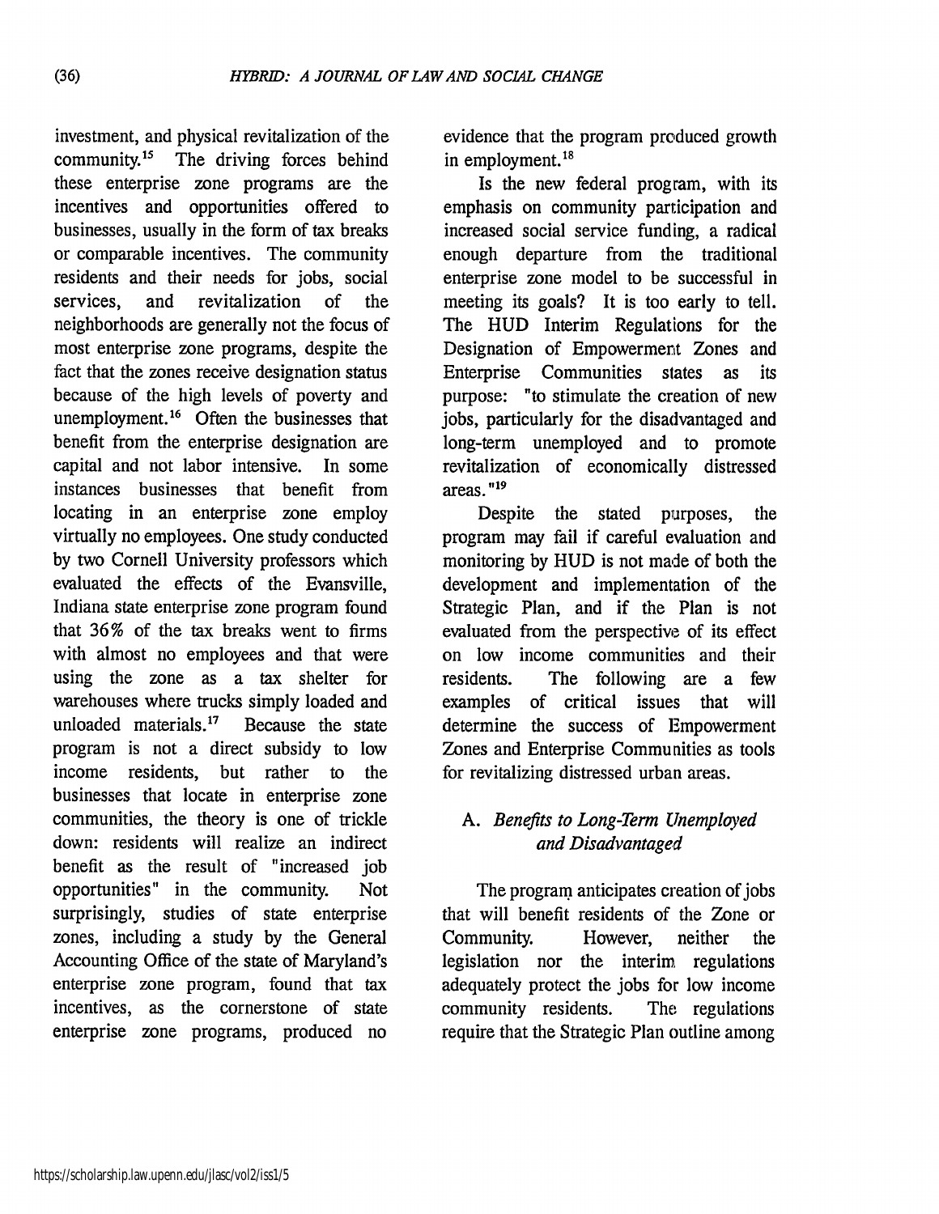investment, and physical revitalization of the community.[15] The driving forces behind these enterprise zone programs are the incentives and opportunities offered to businesses, usually in the form of tax breaks or comparable incentives. The community residents and their needs for jobs, social services, and revitalization of the neighborhoods are generally not the focus of most enterprise zone programs, despite the fact that the zones receive designation status because of the high levels of poverty and unemployment.[16] Often the businesses that benefit from the enterprise designation are capital and not labor intensive. In some instances businesses that benefit from locating in an enterprise zone employ virtually no employees. One study conducted by two Cornell University professors which evaluated the effects of the Evansville, Indiana state enterprise zone program found that 36% of the tax breaks went to firms with almost no employees and that were using the zone as a tax shelter for warehouses where trucks simply loaded and unloaded materials.[17] Because the state program is not a direct subsidy to low income residents, but rather to the businesses that locate in enterprise zone communities, the theory is one of trickle down: residents will realize an indirect benefit as the result of "increased job opportunities" in the community. Not surprisingly, studies of state enterprise zones, including a study by the General Accounting Office of the state of Maryland's enterprise zone program, found that tax incentives, as the cornerstone of state enterprise zone programs, produced no evidence that the program produced growth in employment.[18]

Is the new federal program, with its emphasis on community participation and increased social service funding, a radical enough departure from the traditional enterprise zone model to be successful in meeting its goals? It is too early to tell. The HUD Interim Regulations for the Designation of Empowerment Zones and Enterprise Communities states as its purpose: "to stimulate the creation of new jobs, particularly for the disadvantaged and long-term unemployed and to promote revitalization of economically distressed areas."[19]

Despite the stated purposes, the program may fail if careful evaluation and monitoring by HUD is not made of both the development and implementation of the Strategic Plan, and if the Plan is not evaluated from the perspective of its effect on low income communities and their residents. The following are a few examples of critical issues that will determine the success of Empowerment Zones and Enterprise Communities as tools for revitalizing distressed urban areas.

### A. *Benefits to Long-Term Unemployed and Disadvantaged*

The program anticipates creation of jobs that will benefit residents of the Zone or Community. However, neither the legislation nor the interim regulations adequately protect the jobs for low income community residents. The regulations require that the Strategic Plan outline among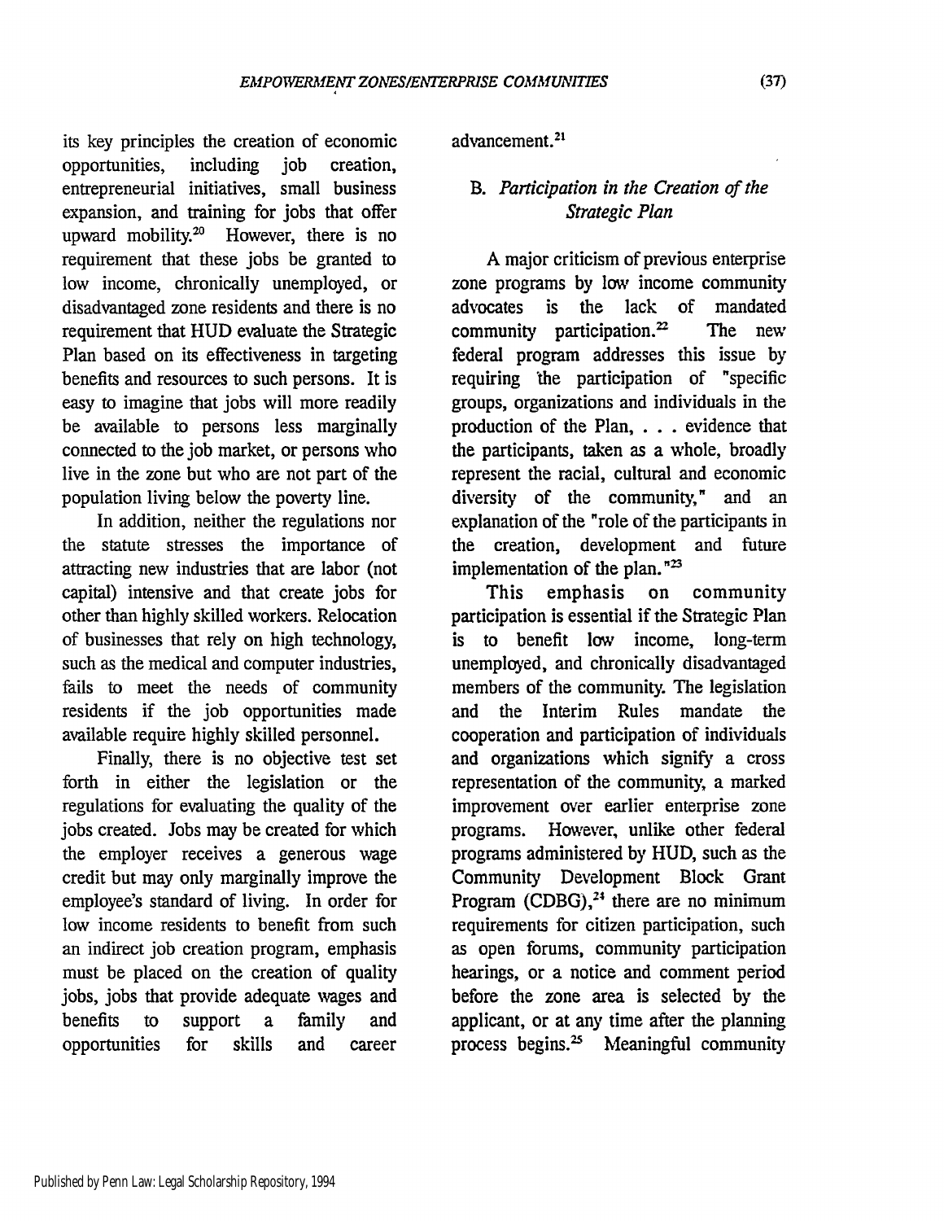its key principles the creation of economic opportunities, including job creation, entrepreneurial initiatives, small business expansion, and training for jobs that offer upward mobility.[20] However, there is no requirement that these jobs be granted to low income, chronically unemployed, or disadvantaged zone residents and there is no requirement that HUD evaluate the Strategic Plan based on its effectiveness in targeting benefits and resources to such persons. It is easy to imagine that jobs will more readily be available to persons less marginally connected to the job market, or persons who live in the zone but who are not part of the population living below the poverty line.

In addition, neither the regulations nor the statute stresses the importance of attracting new industries that are labor (not capital) intensive and that create jobs for other than highly skilled workers. Relocation of businesses that rely on high technology, such as the medical and computer industries, fails to meet the needs of community residents if the job opportunities made available require highly skilled personnel.

Finally, there is no objective test set forth in either the legislation or the regulations for evaluating the quality of the jobs created. Jobs may be created for which the employer receives a generous wage credit but may only marginally improve the employee's standard of living. In order for low income residents to benefit from such an indirect job creation program, emphasis must be placed on the creation of quality jobs, jobs that provide adequate wages and benefits to support a family and opportunities for skills and career advancement.[21]

### B. *Participation in the Creation of the Strategic Plan*

A major criticism of previous enterprise zone programs by low income community advocates is the lack of mandated community participation.[22] The new federal program addresses this issue by requiring the participation of "specific groups, organizations and individuals in the production of the Plan, . . . evidence that the participants, taken as a whole, broadly represent the racial, cultural and economic diversity of the community," and an explanation of the "role of the participants in the creation, development and future implementation of the plan."[23]

This emphasis on community participation is essential if the Strategic Plan is to benefit low income, long-term unemployed, and chronically disadvantaged members of the community. The legislation and the Interim Rules mandate the cooperation and participation of individuals and organizations which signify a cross representation of the community, a marked improvement over earlier enterprise zone programs. However, unlike other federal programs administered by HUD, such as the Community Development Block Grant Program (CDBG),[24] there are no minimum requirements for citizen participation, such as open forums, community participation hearings, or a notice and comment period before the zone area is selected by the applicant, or at any time after the planning process begins.[25] Meaningful community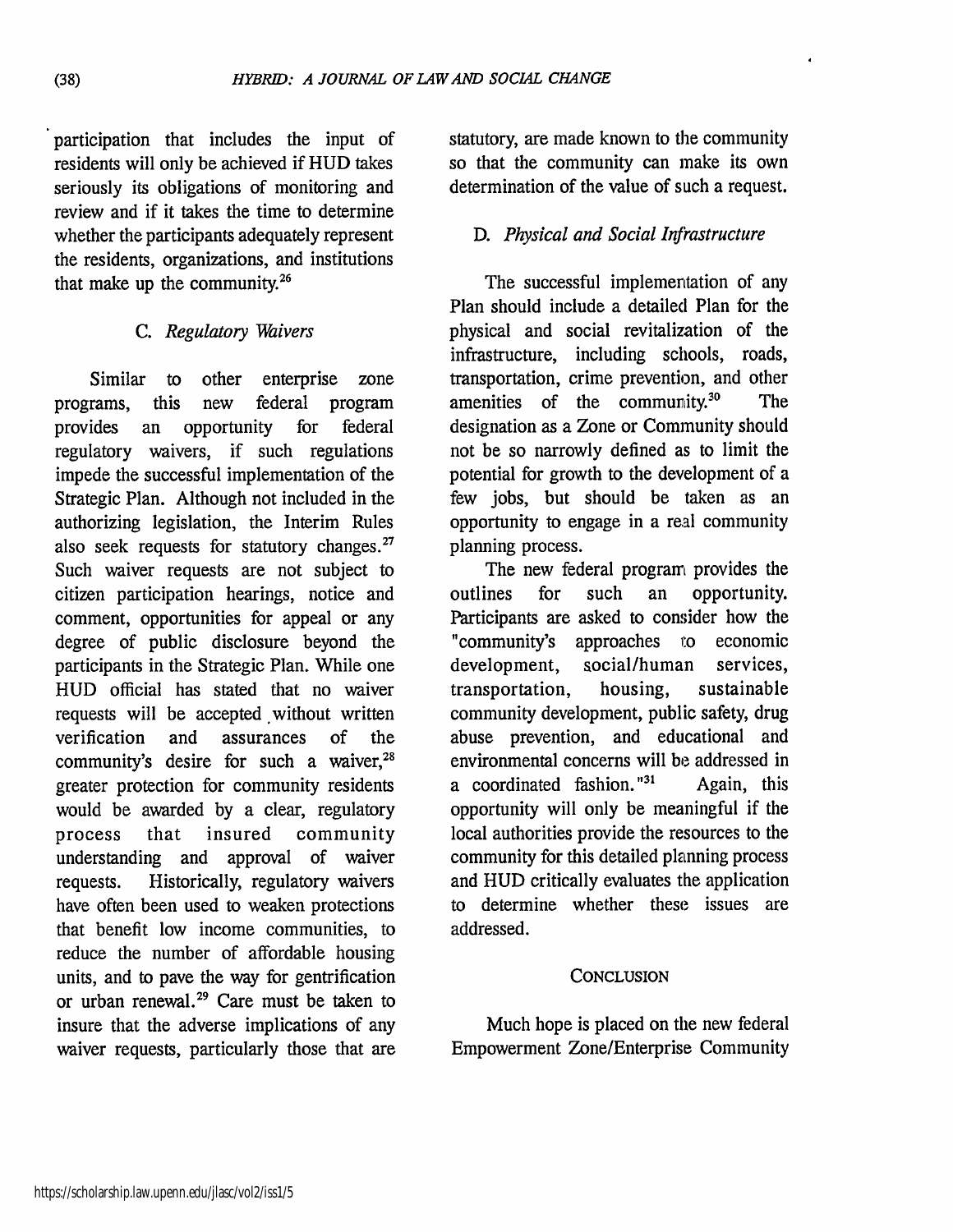participation that includes the input of residents will only be achieved if HUD takes seriously its obligations of monitoring and review and if it takes the time to determine whether the participants adequately represent the residents, organizations, and institutions that make up the community.[26]

### C. *Regulatory Waivers*

Similar to other enterprise zone programs, this new federal program provides an opportunity for federal regulatory waivers, if such regulations impede the successful implementation of the Strategic Plan. Although not included in the authorizing legislation, the Interim Rules also seek requests for statutory changes.[27] Such waiver requests are not subject to citizen participation hearings, notice and comment, opportunities for appeal or any degree of public disclosure beyond the participants in the Strategic Plan. While one HUD official has stated that no waiver requests will be accepted without written verification and assurances of the community's desire for such a waiver,[28] greater protection for community residents would be awarded by a clear, regulatory process that insured community understanding and approval of waiver requests. Historically, regulatory waivers have often been used to weaken protections that benefit low income communities, to reduce the number of affordable housing units, and to pave the way for gentrification or urban renewal.[29] Care must be taken to insure that the adverse implications of any waiver requests, particularly those that are statutory, are made known to the community so that the community can make its own determination of the value of such a request.

### D. *Physical and Social Infrastructure*

The successful implementation of any Plan should include a detailed Plan for the physical and social revitalization of the infrastructure, including schools, roads, transportation, crime prevention, and other amenities of the community.[30] The designation as a Zone or Community should not be so narrowly defined as to limit the potential for growth to the development of a few jobs, but should be taken as an opportunity to engage in a real community planning process.

The new federal program provides the outlines for such an opportunity. Participants are asked to consider how the "community's approaches to economic development, social/human services, transportation, housing, sustainable community development, public safety, drug abuse prevention, and educational and environmental concerns will be addressed in a coordinated fashion."[31] Again, this opportunity will only be meaningful if the local authorities provide the resources to the community for this detailed planning process and HUD critically evaluates the application to determine whether these issues are addressed.

## CONCLUSION

Much hope is placed on the new federal Empowerment Zone/Enterprise Community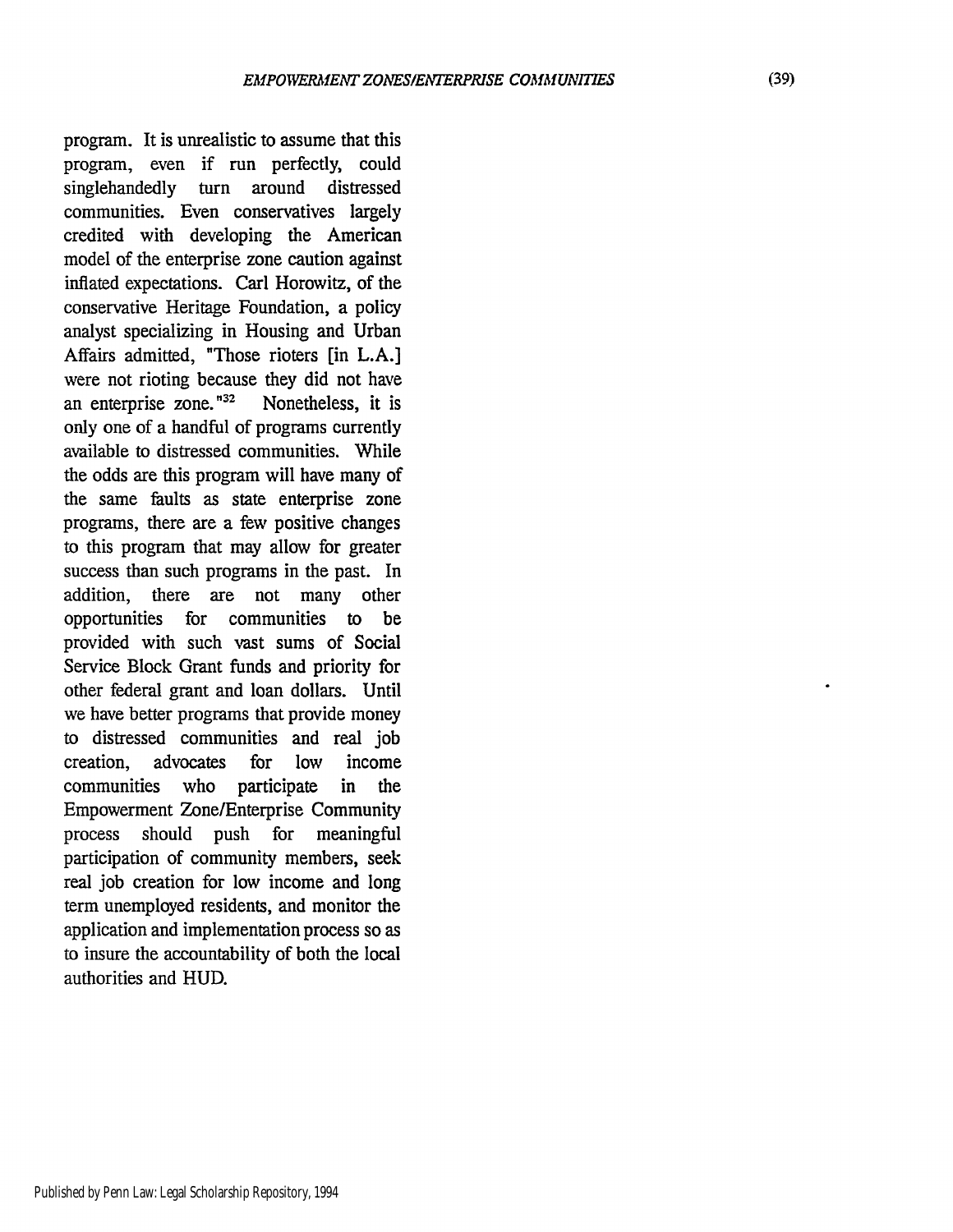program. It is unrealistic to assume that this program, even if run perfectly, could singlehandedly turn around distressed communities. Even conservatives largely credited with developing the American model of the enterprise zone caution against inflated expectations. Carl Horowitz, of the conservative Heritage Foundation, a policy analyst specializing in Housing and Urban Affairs admitted, "Those rioters [in L.A.] were not rioting because they did not have an enterprise zone."[32] Nonetheless, it is only one of a handful of programs currently available to distressed communities. While the odds are this program will have many of the same faults as state enterprise zone programs, there are a few positive changes to this program that may allow for greater success than such programs in the past. In addition, there are not many other opportunities for communities to be provided with such vast sums of Social Service Block Grant funds and priority for other federal grant and loan dollars. Until we have better programs that provide money to distressed communities and real job creation, advocates for low income communities who participate in the Empowerment Zone/Enterprise Community process should push for meaningful participation of community members, seek real job creation for low income and long term unemployed residents, and monitor the application and implementation process so as to insure the accountability of both the local authorities and HUD.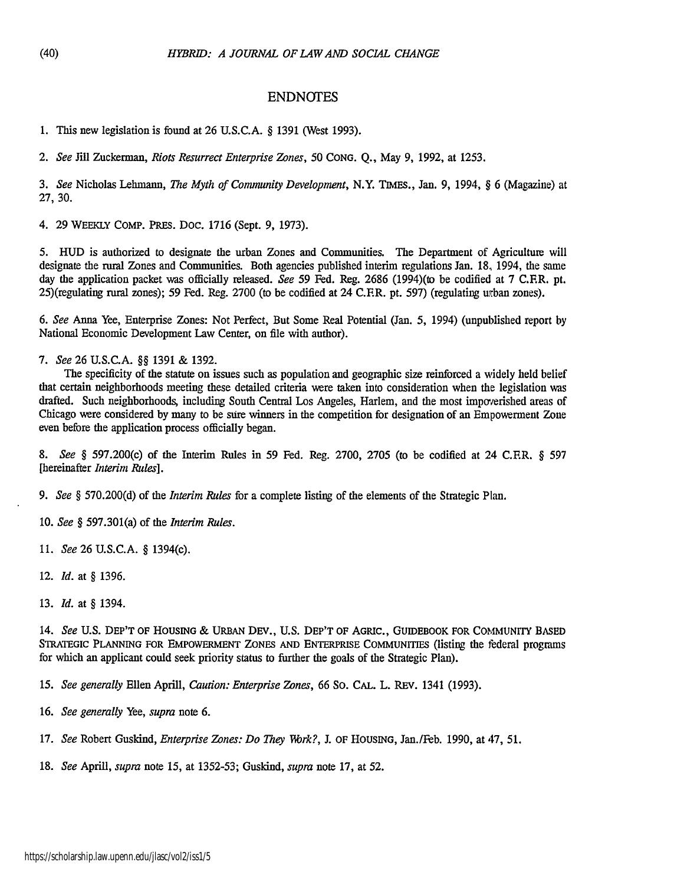## ENDNOTES

1. This new legislation is found at 26 U.S.C.A. § 1391 (West 1993).

2. *See* Jill Zuckerman, *Riots Resurrect Enterprise Zones*, 50 CONG. Q., May 9, 1992, at 1253.

3. *See* Nicholas Lehmann, *The Myth of Community Development*, N.Y. TIMES., Jan. 9, 1994, § 6 (Magazine) at 27, 30.

4. 29 WEEKLY COMP. PRES. DOC. 1716 (Sept. 9, 1973).

5. HUD is authorized to designate the urban Zones and Communities. The Department of Agriculture will designate the rural Zones and Communities. Both agencies published interim regulations Jan. 18, 1994, the same day the application packet was officially released. *See* 59 Fed. Reg. 2686 (1994)(to be codified at 7 C.F.R. pt. 25)(regulating rural zones); 59 Fed. Reg. 2700 (to be codified at 24 C.F.R. pt. 597) (regulating urban zones).

6. *See* Anna Yee, Enterprise Zones: Not Perfect, But Some Real Potential (Jan. 5, 1994) (unpublished report by National Economic Development Law Center, on file with author).

7. *See* 26 U.S.C.A. §§ 1391 & 1392.

The specificity of the statute on issues such as population and geographic size reinforced a widely held belief that certain neighborhoods meeting these detailed criteria were taken into consideration when the legislation was drafted. Such neighborhoods, including South Central Los Angeles, Harlem, and the most impoverished areas of Chicago were considered by many to be sure winners in the competition for designation of an Empowerment Zone even before the application process officially began.

8. *See* § 597.200(c) of the Interim Rules in 59 Fed. Reg. 2700, 2705 (to be codified at 24 C.F.R. § 597 [hereinafter *Interim Rules*].

9. *See* § 570.200(d) of the *Interim Rules* for a complete listing of the elements of the Strategic Plan.

10. *See* § 597.301(a) of the *Interim Rules*.

11. *See* 26 U.S.C.A. § 1394(c).

12. *Id.* at § 1396.

13. *Id.* at § 1394.

14. *See* U.S. DEP'T OF HOUSING & URBAN DEV., U.S. DEP'T OF AGRIC., GUIDEBOOK FOR COMMUNITY BASED STRATEGIC PLANNING FOR EMPOWERMENT ZONES AND ENTERPRISE COMMUNITIES (listing the federal programs for which an applicant could seek priority status to further the goals of the Strategic Plan).

15. *See generally* Ellen Aprill, *Caution: Enterprise Zones*, 66 SO. CAL. L. REV. 1341 (1993).

16. *See generally* Yee, *supra* note 6.

17. *See* Robert Guskind, *Enterprise Zones: Do They Work?*, J. OF HOUSING, Jan./Feb. 1990, at 47, 51.

18. *See* Aprill, *supra* note 15, at 1352-53; Guskind, *supra* note 17, at 52.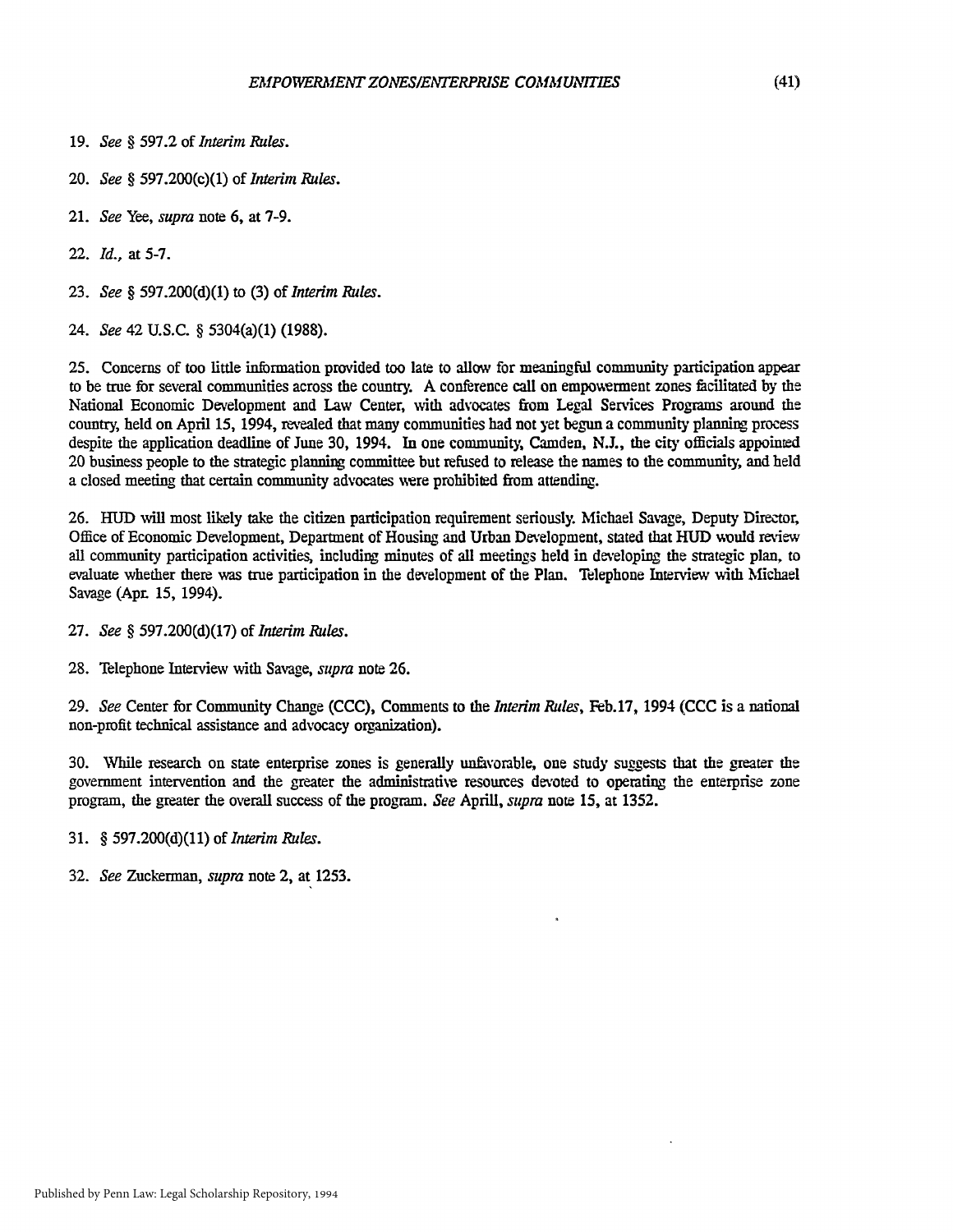19. *See* § 597.2 of *Interim Rules*.

20. *See* § 597.200(c)(1) of *Interim Rules*.

21. *See* Yee, *supra* note 6, at 7-9.

22. *Id.*, at 5-7.

23. *See* § 597.200(d)(1) to (3) of *Interim Rules*.

24. *See* 42 U.S.C. § 5304(a)(1) (1988).

25. Concerns of too little information provided too late to allow for meaningful community participation appear to be true for several communities across the country. A conference call on empowerment zones facilitated by the National Economic Development and Law Center, with advocates from Legal Services Programs around the country, held on April 15, 1994, revealed that many communities had not yet begun a community planning process despite the application deadline of June 30, 1994. In one community, Camden, N.J., the city officials appointed 20 business people to the strategic planning committee but refused to release the names to the community, and held a closed meeting that certain community advocates were prohibited from attending.

26. HUD will most likely take the citizen participation requirement seriously. Michael Savage, Deputy Director, Office of Economic Development, Department of Housing and Urban Development, stated that HUD would review all community participation activities, including minutes of all meetings held in developing the strategic plan, to evaluate whether there was true participation in the development of the Plan. Telephone Interview with Michael Savage (Apr. 15, 1994).

27. *See* § 597.200(d)(17) of *Interim Rules*.

28. Telephone Interview with Savage, *supra* note 26.

29. *See* Center for Community Change (CCC), Comments to the *Interim Rules*, Feb.17, 1994 (CCC is a national non-profit technical assistance and advocacy organization).

30. While research on state enterprise zones is generally unfavorable, one study suggests that the greater the government intervention and the greater the administrative resources devoted to operating the enterprise zone program, the greater the overall success of the program. *See* Aprill, *supra* note 15, at 1352.

31. § 597.200(d)(11) of *Interim Rules*.

32. *See* Zuckerman, *supra* note 2, at 1253.